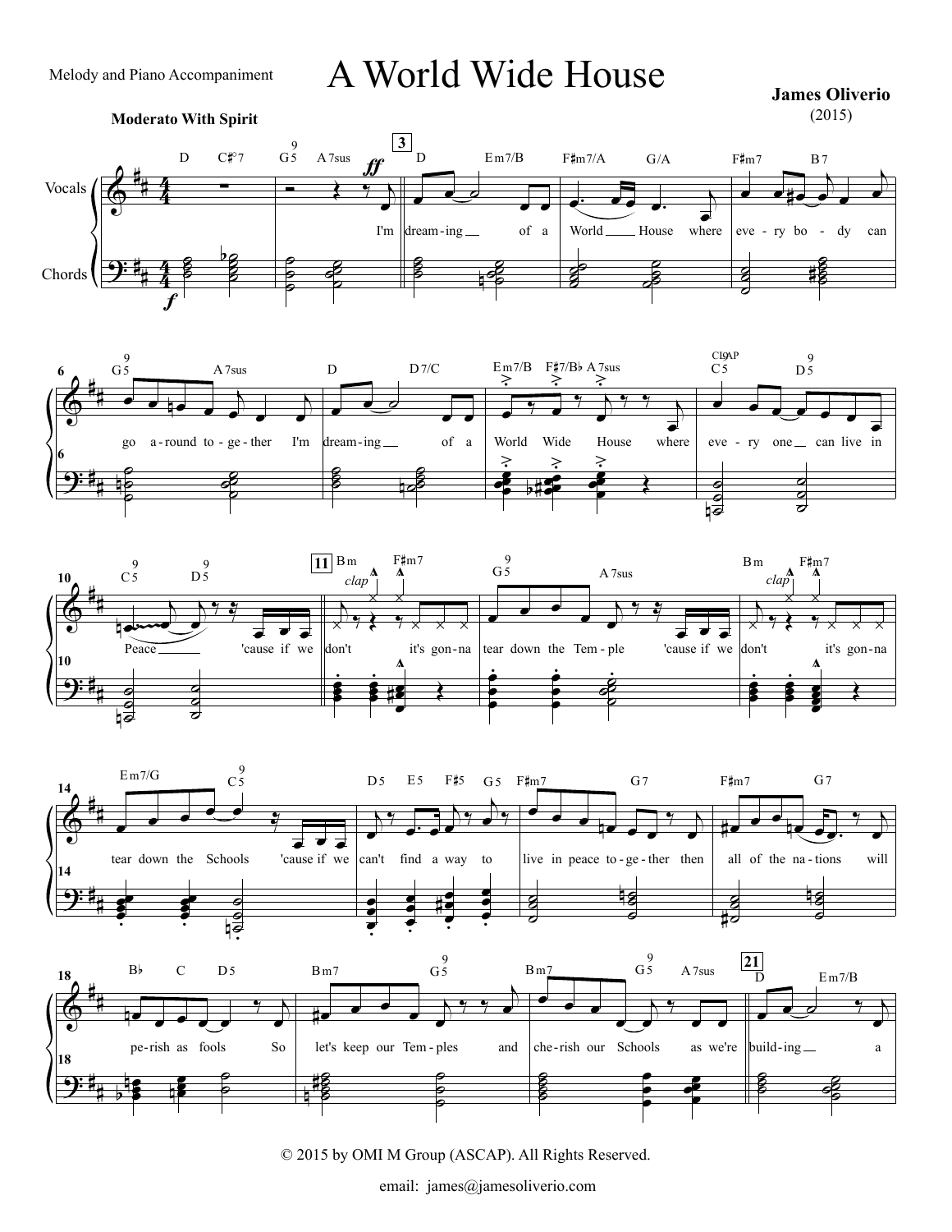Melody and Piano Accompaniment

# A World Wide House

**James Oliverio**
(2015)

**Moderato With Spirit**

© 2015 by OMI M Group (ASCAP). All Rights Reserved.

email: james@jamesoliverio.com